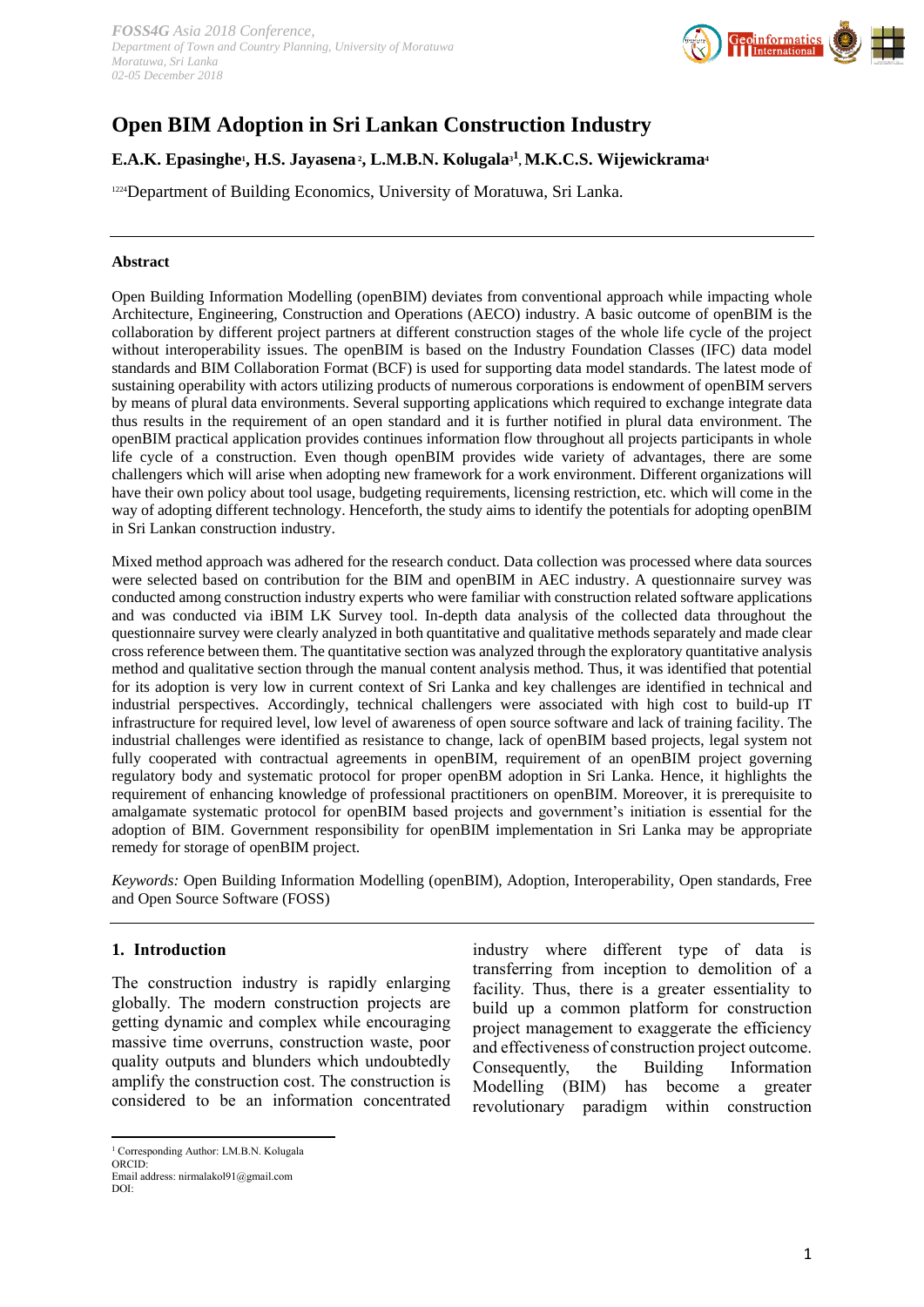# Open BIM Adoption in Sri Lankan Construction Industry

**E.A.K. Epasinghe[1], H.S. Jayasena[2], L.M.B.N. Kolugala[3][1], M.K.C.S. Wijewickrama[4]**

[1224]Department of Building Economics, University of Moratuwa, Sri Lanka.

---

**Abstract**

Open Building Information Modelling (openBIM) deviates from conventional approach while impacting whole Architecture, Engineering, Construction and Operations (AECO) industry. A basic outcome of openBIM is the collaboration by different project partners at different construction stages of the whole life cycle of the project without interoperability issues. The openBIM is based on the Industry Foundation Classes (IFC) data model standards and BIM Collaboration Format (BCF) is used for supporting data model standards. The latest mode of sustaining operability with actors utilizing products of numerous corporations is endowment of openBIM servers by means of plural data environments. Several supporting applications which required to exchange integrate data thus results in the requirement of an open standard and it is further notified in plural data environment. The openBIM practical application provides continues information flow throughout all projects participants in whole life cycle of a construction. Even though openBIM provides wide variety of advantages, there are some challengers which will arise when adopting new framework for a work environment. Different organizations will have their own policy about tool usage, budgeting requirements, licensing restriction, etc. which will come in the way of adopting different technology. Henceforth, the study aims to identify the potentials for adopting openBIM in Sri Lankan construction industry.

Mixed method approach was adhered for the research conduct. Data collection was processed where data sources were selected based on contribution for the BIM and openBIM in AEC industry. A questionnaire survey was conducted among construction industry experts who were familiar with construction related software applications and was conducted via iBIM LK Survey tool. In-depth data analysis of the collected data throughout the questionnaire survey were clearly analyzed in both quantitative and qualitative methods separately and made clear cross reference between them. The quantitative section was analyzed through the exploratory quantitative analysis method and qualitative section through the manual content analysis method. Thus, it was identified that potential for its adoption is very low in current context of Sri Lanka and key challenges are identified in technical and industrial perspectives. Accordingly, technical challengers were associated with high cost to build-up IT infrastructure for required level, low level of awareness of open source software and lack of training facility. The industrial challenges were identified as resistance to change, lack of openBIM based projects, legal system not fully cooperated with contractual agreements in openBIM, requirement of an openBIM project governing regulatory body and systematic protocol for proper openBM adoption in Sri Lanka. Hence, it highlights the requirement of enhancing knowledge of professional practitioners on openBIM. Moreover, it is prerequisite to amalgamate systematic protocol for openBIM based projects and government's initiation is essential for the adoption of BIM. Government responsibility for openBIM implementation in Sri Lanka may be appropriate remedy for storage of openBIM project.

*Keywords:* Open Building Information Modelling (openBIM), Adoption, Interoperability, Open standards, Free and Open Source Software (FOSS)

---

## 1. Introduction

The construction industry is rapidly enlarging globally. The modern construction projects are getting dynamic and complex while encouraging massive time overruns, construction waste, poor quality outputs and blunders which undoubtedly amplify the construction cost. The construction is considered to be an information concentrated industry where different type of data is transferring from inception to demolition of a facility. Thus, there is a greater essentiality to build up a common platform for construction project management to exaggerate the efficiency and effectiveness of construction project outcome. Consequently, the Building Information Modelling (BIM) has become a greater revolutionary paradigm within construction

---

[1] Corresponding Author: LM.B.N. Kolugala
ORCID:
Email address: nirmalakol91@gmail.com
DOI: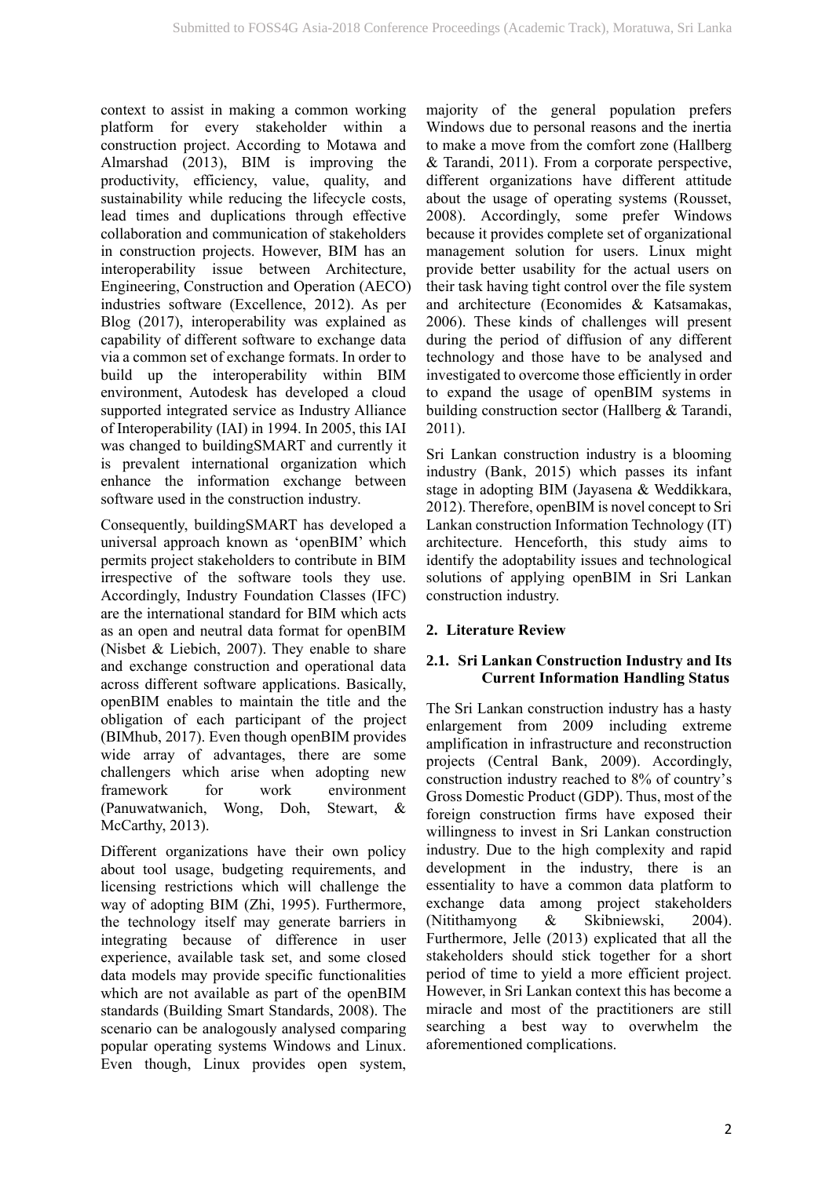context to assist in making a common working platform for every stakeholder within a construction project. According to Motawa and Almarshad (2013), BIM is improving the productivity, efficiency, value, quality, and sustainability while reducing the lifecycle costs, lead times and duplications through effective collaboration and communication of stakeholders in construction projects. However, BIM has an interoperability issue between Architecture, Engineering, Construction and Operation (AECO) industries software (Excellence, 2012). As per Blog (2017), interoperability was explained as capability of different software to exchange data via a common set of exchange formats. In order to build up the interoperability within BIM environment, Autodesk has developed a cloud supported integrated service as Industry Alliance of Interoperability (IAI) in 1994. In 2005, this IAI was changed to buildingSMART and currently it is prevalent international organization which enhance the information exchange between software used in the construction industry.

Consequently, buildingSMART has developed a universal approach known as 'openBIM' which permits project stakeholders to contribute in BIM irrespective of the software tools they use. Accordingly, Industry Foundation Classes (IFC) are the international standard for BIM which acts as an open and neutral data format for openBIM (Nisbet & Liebich, 2007). They enable to share and exchange construction and operational data across different software applications. Basically, openBIM enables to maintain the title and the obligation of each participant of the project (BIMhub, 2017). Even though openBIM provides wide array of advantages, there are some challengers which arise when adopting new framework for work environment (Panuwatwanich, Wong, Doh, Stewart, & McCarthy, 2013).

Different organizations have their own policy about tool usage, budgeting requirements, and licensing restrictions which will challenge the way of adopting BIM (Zhi, 1995). Furthermore, the technology itself may generate barriers in integrating because of difference in user experience, available task set, and some closed data models may provide specific functionalities which are not available as part of the openBIM standards (Building Smart Standards, 2008). The scenario can be analogously analysed comparing popular operating systems Windows and Linux. Even though, Linux provides open system, majority of the general population prefers Windows due to personal reasons and the inertia to make a move from the comfort zone (Hallberg & Tarandi, 2011). From a corporate perspective, different organizations have different attitude about the usage of operating systems (Rousset, 2008). Accordingly, some prefer Windows because it provides complete set of organizational management solution for users. Linux might provide better usability for the actual users on their task having tight control over the file system and architecture (Economides & Katsamakas, 2006). These kinds of challenges will present during the period of diffusion of any different technology and those have to be analysed and investigated to overcome those efficiently in order to expand the usage of openBIM systems in building construction sector (Hallberg & Tarandi, 2011).

Sri Lankan construction industry is a blooming industry (Bank, 2015) which passes its infant stage in adopting BIM (Jayasena & Weddikkara, 2012). Therefore, openBIM is novel concept to Sri Lankan construction Information Technology (IT) architecture. Henceforth, this study aims to identify the adoptability issues and technological solutions of applying openBIM in Sri Lankan construction industry.

## 2. Literature Review

### 2.1. Sri Lankan Construction Industry and Its Current Information Handling Status

The Sri Lankan construction industry has a hasty enlargement from 2009 including extreme amplification in infrastructure and reconstruction projects (Central Bank, 2009). Accordingly, construction industry reached to 8% of country's Gross Domestic Product (GDP). Thus, most of the foreign construction firms have exposed their willingness to invest in Sri Lankan construction industry. Due to the high complexity and rapid development in the industry, there is an essentiality to have a common data platform to exchange data among project stakeholders (Nitithamyong & Skibniewski, 2004). Furthermore, Jelle (2013) explicated that all the stakeholders should stick together for a short period of time to yield a more efficient project. However, in Sri Lankan context this has become a miracle and most of the practitioners are still searching a best way to overwhelm the aforementioned complications.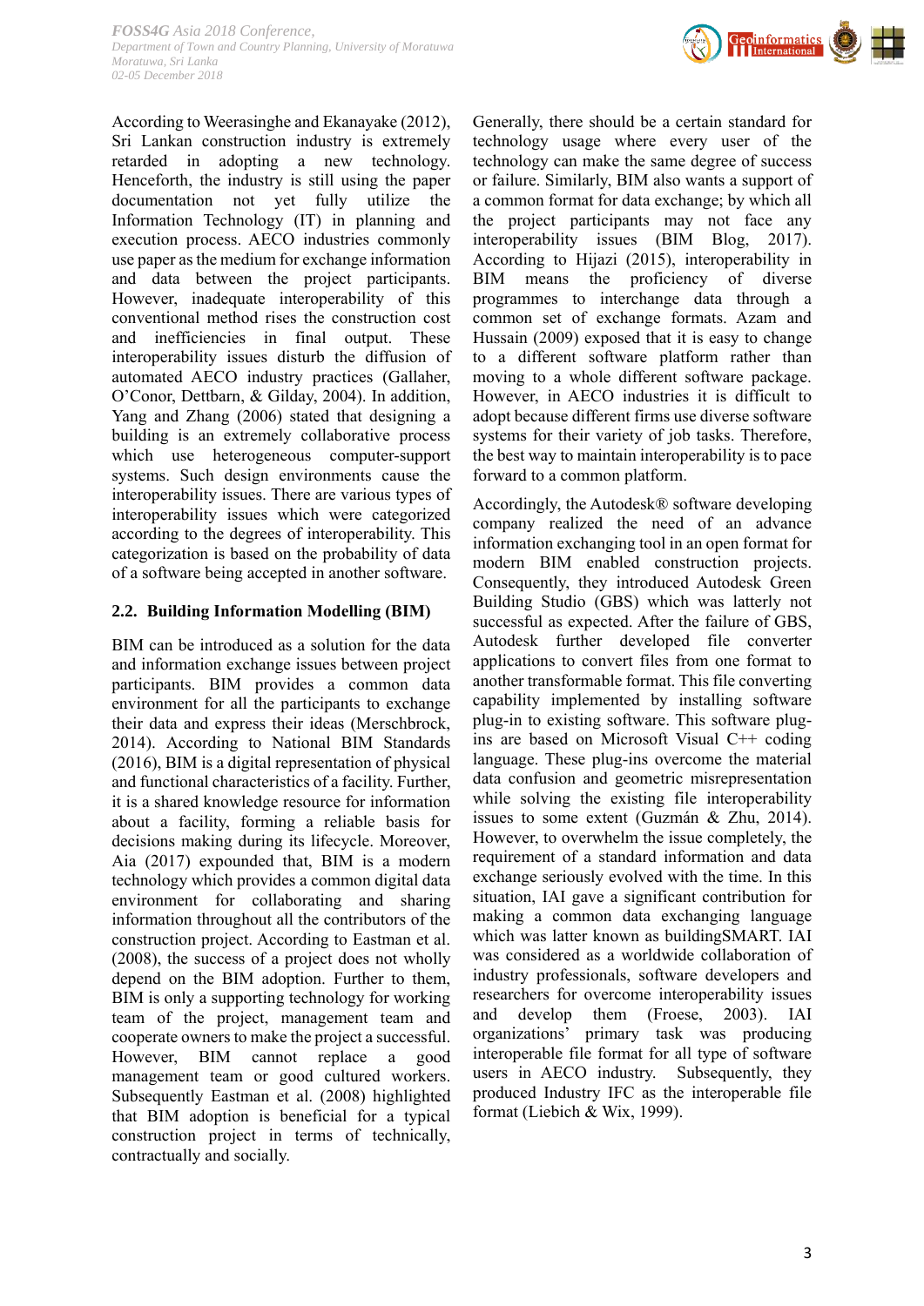According to Weerasinghe and Ekanayake (2012), Sri Lankan construction industry is extremely retarded in adopting a new technology. Henceforth, the industry is still using the paper documentation not yet fully utilize the Information Technology (IT) in planning and execution process. AECO industries commonly use paper as the medium for exchange information and data between the project participants. However, inadequate interoperability of this conventional method rises the construction cost and inefficiencies in final output. These interoperability issues disturb the diffusion of automated AECO industry practices (Gallaher, O'Conor, Dettbarn, & Gilday, 2004). In addition, Yang and Zhang (2006) stated that designing a building is an extremely collaborative process which use heterogeneous computer-support systems. Such design environments cause the interoperability issues. There are various types of interoperability issues which were categorized according to the degrees of interoperability. This categorization is based on the probability of data of a software being accepted in another software.

## 2.2. Building Information Modelling (BIM)

BIM can be introduced as a solution for the data and information exchange issues between project participants. BIM provides a common data environment for all the participants to exchange their data and express their ideas (Merschbrock, 2014). According to National BIM Standards (2016), BIM is a digital representation of physical and functional characteristics of a facility. Further, it is a shared knowledge resource for information about a facility, forming a reliable basis for decisions making during its lifecycle. Moreover, Aia (2017) expounded that, BIM is a modern technology which provides a common digital data environment for collaborating and sharing information throughout all the contributors of the construction project. According to Eastman et al. (2008), the success of a project does not wholly depend on the BIM adoption. Further to them, BIM is only a supporting technology for working team of the project, management team and cooperate owners to make the project a successful. However, BIM cannot replace a good management team or good cultured workers. Subsequently Eastman et al. (2008) highlighted that BIM adoption is beneficial for a typical construction project in terms of technically, contractually and socially.

Generally, there should be a certain standard for technology usage where every user of the technology can make the same degree of success or failure. Similarly, BIM also wants a support of a common format for data exchange; by which all the project participants may not face any interoperability issues (BIM Blog, 2017). According to Hijazi (2015), interoperability in BIM means the proficiency of diverse programmes to interchange data through a common set of exchange formats. Azam and Hussain (2009) exposed that it is easy to change to a different software platform rather than moving to a whole different software package. However, in AECO industries it is difficult to adopt because different firms use diverse software systems for their variety of job tasks. Therefore, the best way to maintain interoperability is to pace forward to a common platform.

Accordingly, the Autodesk® software developing company realized the need of an advance information exchanging tool in an open format for modern BIM enabled construction projects. Consequently, they introduced Autodesk Green Building Studio (GBS) which was latterly not successful as expected. After the failure of GBS, Autodesk further developed file converter applications to convert files from one format to another transformable format. This file converting capability implemented by installing software plug-in to existing software. This software plug-ins are based on Microsoft Visual C++ coding language. These plug-ins overcome the material data confusion and geometric misrepresentation while solving the existing file interoperability issues to some extent (Guzmán & Zhu, 2014). However, to overwhelm the issue completely, the requirement of a standard information and data exchange seriously evolved with the time. In this situation, IAI gave a significant contribution for making a common data exchanging language which was latter known as buildingSMART. IAI was considered as a worldwide collaboration of industry professionals, software developers and researchers for overcome interoperability issues and develop them (Froese, 2003). IAI organizations' primary task was producing interoperable file format for all type of software users in AECO industry. Subsequently, they produced Industry IFC as the interoperable file format (Liebich & Wix, 1999).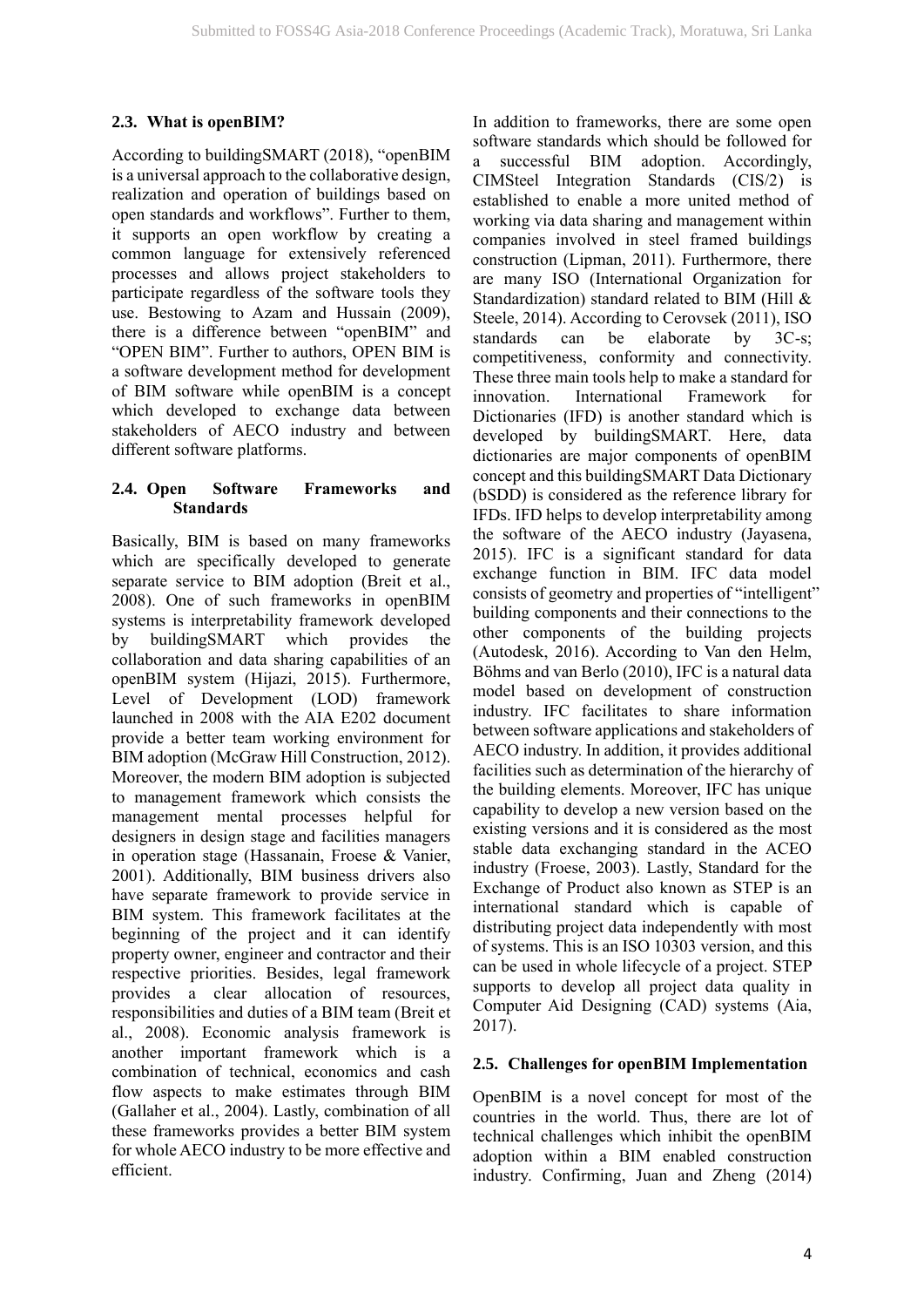### 2.3. What is openBIM?

According to buildingSMART (2018), "openBIM is a universal approach to the collaborative design, realization and operation of buildings based on open standards and workflows". Further to them, it supports an open workflow by creating a common language for extensively referenced processes and allows project stakeholders to participate regardless of the software tools they use. Bestowing to Azam and Hussain (2009), there is a difference between "openBIM" and "OPEN BIM". Further to authors, OPEN BIM is a software development method for development of BIM software while openBIM is a concept which developed to exchange data between stakeholders of AECO industry and between different software platforms.

### 2.4. Open Software Frameworks and Standards

Basically, BIM is based on many frameworks which are specifically developed to generate separate service to BIM adoption (Breit et al., 2008). One of such frameworks in openBIM systems is interpretability framework developed by buildingSMART which provides the collaboration and data sharing capabilities of an openBIM system (Hijazi, 2015). Furthermore, Level of Development (LOD) framework launched in 2008 with the AIA E202 document provide a better team working environment for BIM adoption (McGraw Hill Construction, 2012). Moreover, the modern BIM adoption is subjected to management framework which consists the management mental processes helpful for designers in design stage and facilities managers in operation stage (Hassanain, Froese & Vanier, 2001). Additionally, BIM business drivers also have separate framework to provide service in BIM system. This framework facilitates at the beginning of the project and it can identify property owner, engineer and contractor and their respective priorities. Besides, legal framework provides a clear allocation of resources, responsibilities and duties of a BIM team (Breit et al., 2008). Economic analysis framework is another important framework which is a combination of technical, economics and cash flow aspects to make estimates through BIM (Gallaher et al., 2004). Lastly, combination of all these frameworks provides a better BIM system for whole AECO industry to be more effective and efficient.

In addition to frameworks, there are some open software standards which should be followed for a successful BIM adoption. Accordingly, CIMSteel Integration Standards (CIS/2) is established to enable a more united method of working via data sharing and management within companies involved in steel framed buildings construction (Lipman, 2011). Furthermore, there are many ISO (International Organization for Standardization) standard related to BIM (Hill & Steele, 2014). According to Cerovsek (2011), ISO standards can be elaborate by 3C-s; competitiveness, conformity and connectivity. These three main tools help to make a standard for innovation. International Framework for Dictionaries (IFD) is another standard which is developed by buildingSMART. Here, data dictionaries are major components of openBIM concept and this buildingSMART Data Dictionary (bSDD) is considered as the reference library for IFDs. IFD helps to develop interpretability among the software of the AECO industry (Jayasena, 2015). IFC is a significant standard for data exchange function in BIM. IFC data model consists of geometry and properties of "intelligent" building components and their connections to the other components of the building projects (Autodesk, 2016). According to Van den Helm, Böhms and van Berlo (2010), IFC is a natural data model based on development of construction industry. IFC facilitates to share information between software applications and stakeholders of AECO industry. In addition, it provides additional facilities such as determination of the hierarchy of the building elements. Moreover, IFC has unique capability to develop a new version based on the existing versions and it is considered as the most stable data exchanging standard in the ACEO industry (Froese, 2003). Lastly, Standard for the Exchange of Product also known as STEP is an international standard which is capable of distributing project data independently with most of systems. This is an ISO 10303 version, and this can be used in whole lifecycle of a project. STEP supports to develop all project data quality in Computer Aid Designing (CAD) systems (Aia, 2017).

### 2.5. Challenges for openBIM Implementation

OpenBIM is a novel concept for most of the countries in the world. Thus, there are lot of technical challenges which inhibit the openBIM adoption within a BIM enabled construction industry. Confirming, Juan and Zheng (2014)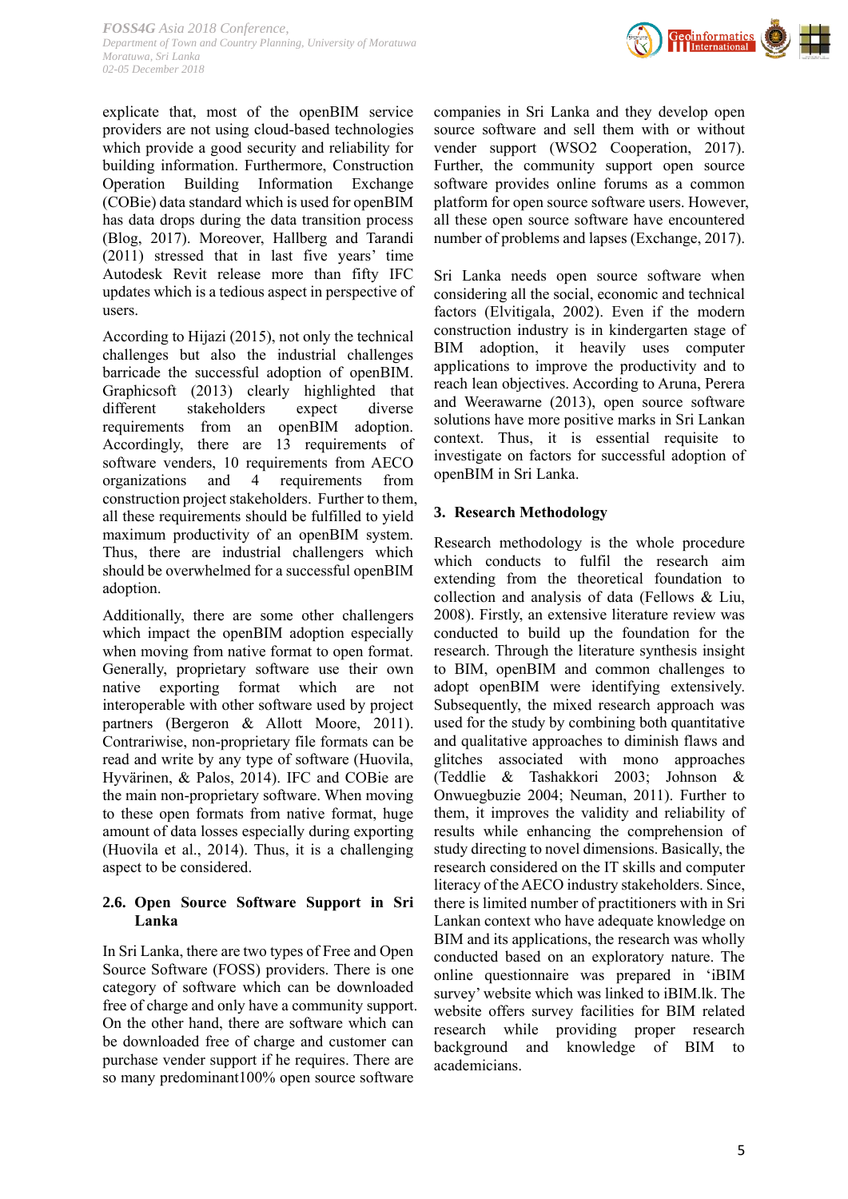explicate that, most of the openBIM service providers are not using cloud-based technologies which provide a good security and reliability for building information. Furthermore, Construction Operation Building Information Exchange (COBie) data standard which is used for openBIM has data drops during the data transition process (Blog, 2017). Moreover, Hallberg and Tarandi (2011) stressed that in last five years' time Autodesk Revit release more than fifty IFC updates which is a tedious aspect in perspective of users.

According to Hijazi (2015), not only the technical challenges but also the industrial challenges barricade the successful adoption of openBIM. Graphicsoft (2013) clearly highlighted that different stakeholders expect diverse requirements from an openBIM adoption. Accordingly, there are 13 requirements of software venders, 10 requirements from AECO organizations and 4 requirements from construction project stakeholders. Further to them, all these requirements should be fulfilled to yield maximum productivity of an openBIM system. Thus, there are industrial challengers which should be overwhelmed for a successful openBIM adoption.

Additionally, there are some other challengers which impact the openBIM adoption especially when moving from native format to open format. Generally, proprietary software use their own native exporting format which are not interoperable with other software used by project partners (Bergeron & Allott Moore, 2011). Contrariwise, non-proprietary file formats can be read and write by any type of software (Huovila, Hyvärinen, & Palos, 2014). IFC and COBie are the main non-proprietary software. When moving to these open formats from native format, huge amount of data losses especially during exporting (Huovila et al., 2014). Thus, it is a challenging aspect to be considered.

### 2.6. Open Source Software Support in Sri Lanka

In Sri Lanka, there are two types of Free and Open Source Software (FOSS) providers. There is one category of software which can be downloaded free of charge and only have a community support. On the other hand, there are software which can be downloaded free of charge and customer can purchase vender support if he requires. There are so many predominant100% open source software companies in Sri Lanka and they develop open source software and sell them with or without vender support (WSO2 Cooperation, 2017). Further, the community support open source software provides online forums as a common platform for open source software users. However, all these open source software have encountered number of problems and lapses (Exchange, 2017).

Sri Lanka needs open source software when considering all the social, economic and technical factors (Elvitigala, 2002). Even if the modern construction industry is in kindergarten stage of BIM adoption, it heavily uses computer applications to improve the productivity and to reach lean objectives. According to Aruna, Perera and Weerawarne (2013), open source software solutions have more positive marks in Sri Lankan context. Thus, it is essential requisite to investigate on factors for successful adoption of openBIM in Sri Lanka.

## 3. Research Methodology

Research methodology is the whole procedure which conducts to fulfil the research aim extending from the theoretical foundation to collection and analysis of data (Fellows & Liu, 2008). Firstly, an extensive literature review was conducted to build up the foundation for the research. Through the literature synthesis insight to BIM, openBIM and common challenges to adopt openBIM were identifying extensively. Subsequently, the mixed research approach was used for the study by combining both quantitative and qualitative approaches to diminish flaws and glitches associated with mono approaches (Teddlie & Tashakkori 2003; Johnson & Onwuegbuzie 2004; Neuman, 2011). Further to them, it improves the validity and reliability of results while enhancing the comprehension of study directing to novel dimensions. Basically, the research considered on the IT skills and computer literacy of the AECO industry stakeholders. Since, there is limited number of practitioners with in Sri Lankan context who have adequate knowledge on BIM and its applications, the research was wholly conducted based on an exploratory nature. The online questionnaire was prepared in 'iBIM survey' website which was linked to iBIM.lk. The website offers survey facilities for BIM related research while providing proper research background and knowledge of BIM to academicians.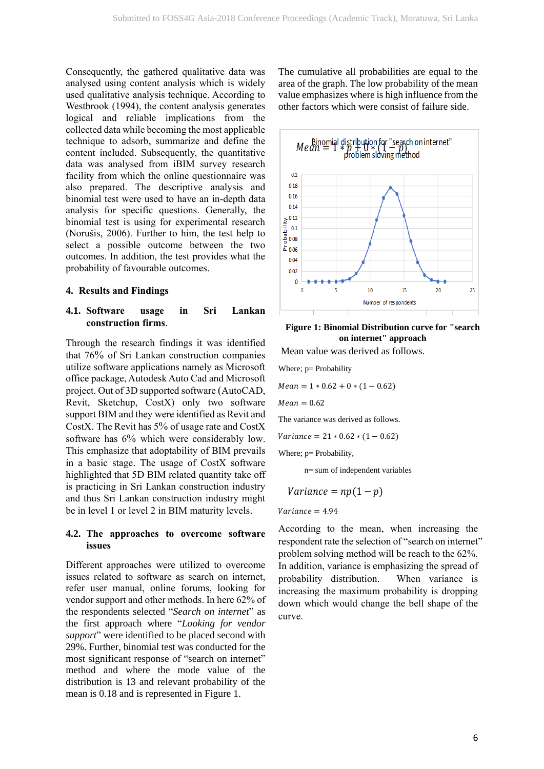Consequently, the gathered qualitative data was analysed using content analysis which is widely used qualitative analysis technique. According to Westbrook (1994), the content analysis generates logical and reliable implications from the collected data while becoming the most applicable technique to adsorb, summarize and define the content included. Subsequently, the quantitative data was analysed from iBIM survey research facility from which the online questionnaire was also prepared. The descriptive analysis and binomial test were used to have an in-depth data analysis for specific questions. Generally, the binomial test is using for experimental research (Norušis, 2006). Further to him, the test help to select a possible outcome between the two outcomes. In addition, the test provides what the probability of favourable outcomes.

## 4. Results and Findings

### 4.1. Software usage in Sri Lankan construction firms.

Through the research findings it was identified that 76% of Sri Lankan construction companies utilize software applications namely as Microsoft office package, Autodesk Auto Cad and Microsoft project. Out of 3D supported software (AutoCAD, Revit, Sketchup, CostX) only two software support BIM and they were identified as Revit and CostX. The Revit has 5% of usage rate and CostX software has 6% which were considerably low. This emphasize that adoptability of BIM prevails in a basic stage. The usage of CostX software highlighted that 5D BIM related quantity take off is practicing in Sri Lankan construction industry and thus Sri Lankan construction industry might be in level 1 or level 2 in BIM maturity levels.

### 4.2. The approaches to overcome software issues

Different approaches were utilized to overcome issues related to software as search on internet, refer user manual, online forums, looking for vendor support and other methods. In here 62% of the respondents selected "*Search on internet*" as the first approach where "*Looking for vendor support*" were identified to be placed second with 29%. Further, binomial test was conducted for the most significant response of "search on internet" method and where the mode value of the distribution is 13 and relevant probability of the mean is 0.18 and is represented in Figure 1.

The cumulative all probabilities are equal to the area of the graph. The low probability of the mean value emphasizes where is high influence from the other factors which were consist of failure side.

$$Mean = 1 * p + 0 * (1 - p)$$

**Figure 1: Binomial Distribution curve for "search on internet" approach**

Mean value was derived as follows.

Where; p= Probability

$$Mean = 1 * 0.62 + 0 * (1 - 0.62)$$

$$Mean = 0.62$$

The variance was derived as follows.

$$Variance = 21 * 0.62 * (1 - 0.62)$$

Where; p= Probability,

n= sum of independent variables

$$Variance = np(1 - p)$$

$$Variance = 4.94$$

According to the mean, when increasing the respondent rate the selection of "search on internet" problem solving method will be reach to the 62%. In addition, variance is emphasizing the spread of probability distribution. When variance is increasing the maximum probability is dropping down which would change the bell shape of the curve.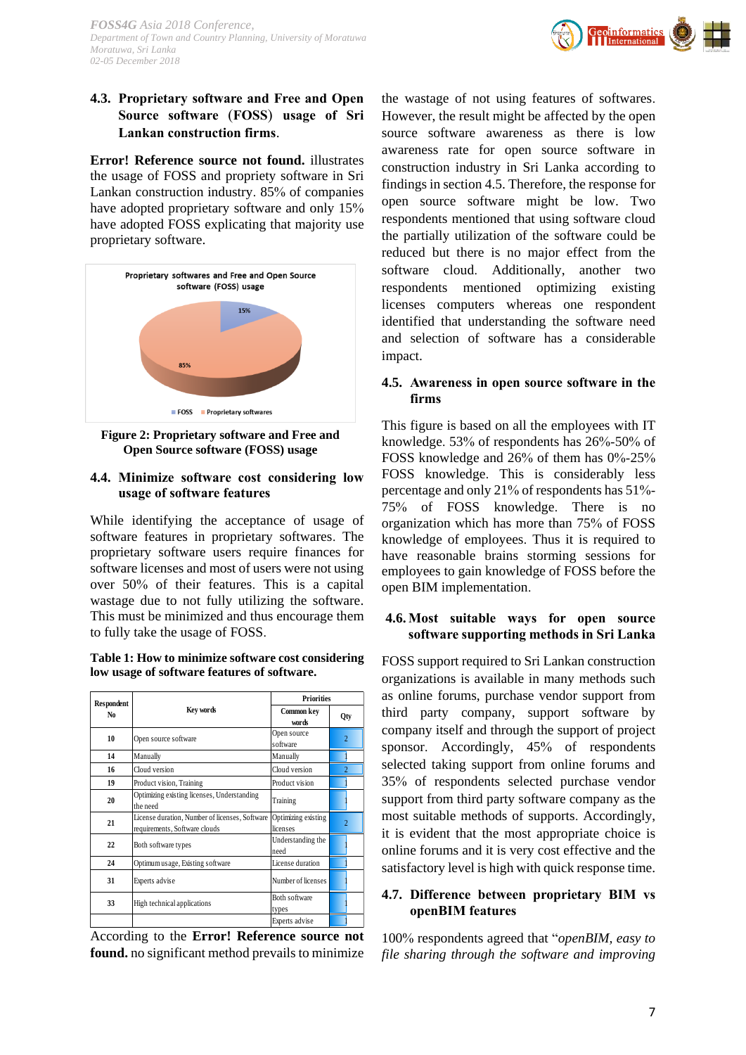### 4.3. Proprietary software and Free and Open Source software (FOSS) usage of Sri Lankan construction firms.

**Error! Reference source not found.** illustrates the usage of FOSS and propriety software in Sri Lankan construction industry. 85% of companies have adopted proprietary software and only 15% have adopted FOSS explicating that majority use proprietary software.

**Figure 2: Proprietary software and Free and Open Source software (FOSS) usage**

### 4.4. Minimize software cost considering low usage of software features

While identifying the acceptance of usage of software features in proprietary softwares. The proprietary software users require finances for software licenses and most of users were not using over 50% of their features. This is a capital wastage due to not fully utilizing the software. This must be minimized and thus encourage them to fully take the usage of FOSS.

**Table 1: How to minimize software cost considering low usage of software features of software.**

| Respondent No | Key words | Priorities | |
|---|---|---|---|
| | | Common key words | Qty |
| 10 | Open source software | Open source software | 2 |
| 14 | Manually | Manually | 1 |
| 16 | Cloud version | Cloud version | 2 |
| 19 | Product vision, Training | Product vision | 1 |
| 20 | Optimizing existing licenses, Understanding the need | Training | 1 |
| 21 | License duration, Number of licenses, Software requirements, Software clouds | Optimizing existing licenses | 2 |
| 22 | Both software types | Understanding the need | 1 |
| 24 | Optimum usage, Existing software | License duration | 1 |
| 31 | Experts advise | Number of licenses | 1 |
| 33 | High technical applications | Both software types | 1 |
| | | Experts advise | 1 |

According to the **Error! Reference source not found.** no significant method prevails to minimize the wastage of not using features of softwares. However, the result might be affected by the open source software awareness as there is low awareness rate for open source software in construction industry in Sri Lanka according to findings in section 4.5. Therefore, the response for open source software might be low. Two respondents mentioned that using software cloud the partially utilization of the software could be reduced but there is no major effect from the software cloud. Additionally, another two respondents mentioned optimizing existing licenses computers whereas one respondent identified that understanding the software need and selection of software has a considerable impact.

### 4.5. Awareness in open source software in the firms

This figure is based on all the employees with IT knowledge. 53% of respondents has 26%-50% of FOSS knowledge and 26% of them has 0%-25% FOSS knowledge. This is considerably less percentage and only 21% of respondents has 51%-75% of FOSS knowledge. There is no organization which has more than 75% of FOSS knowledge of employees. Thus it is required to have reasonable brains storming sessions for employees to gain knowledge of FOSS before the open BIM implementation.

### 4.6. Most suitable ways for open source software supporting methods in Sri Lanka

FOSS support required to Sri Lankan construction organizations is available in many methods such as online forums, purchase vendor support from third party company, support software by company itself and through the support of project sponsor. Accordingly, 45% of respondents selected taking support from online forums and 35% of respondents selected purchase vendor support from third party software company as the most suitable methods of supports. Accordingly, it is evident that the most appropriate choice is online forums and it is very cost effective and the satisfactory level is high with quick response time.

### 4.7. Difference between proprietary BIM vs openBIM features

100% respondents agreed that "*openBIM, easy to file sharing through the software and improving*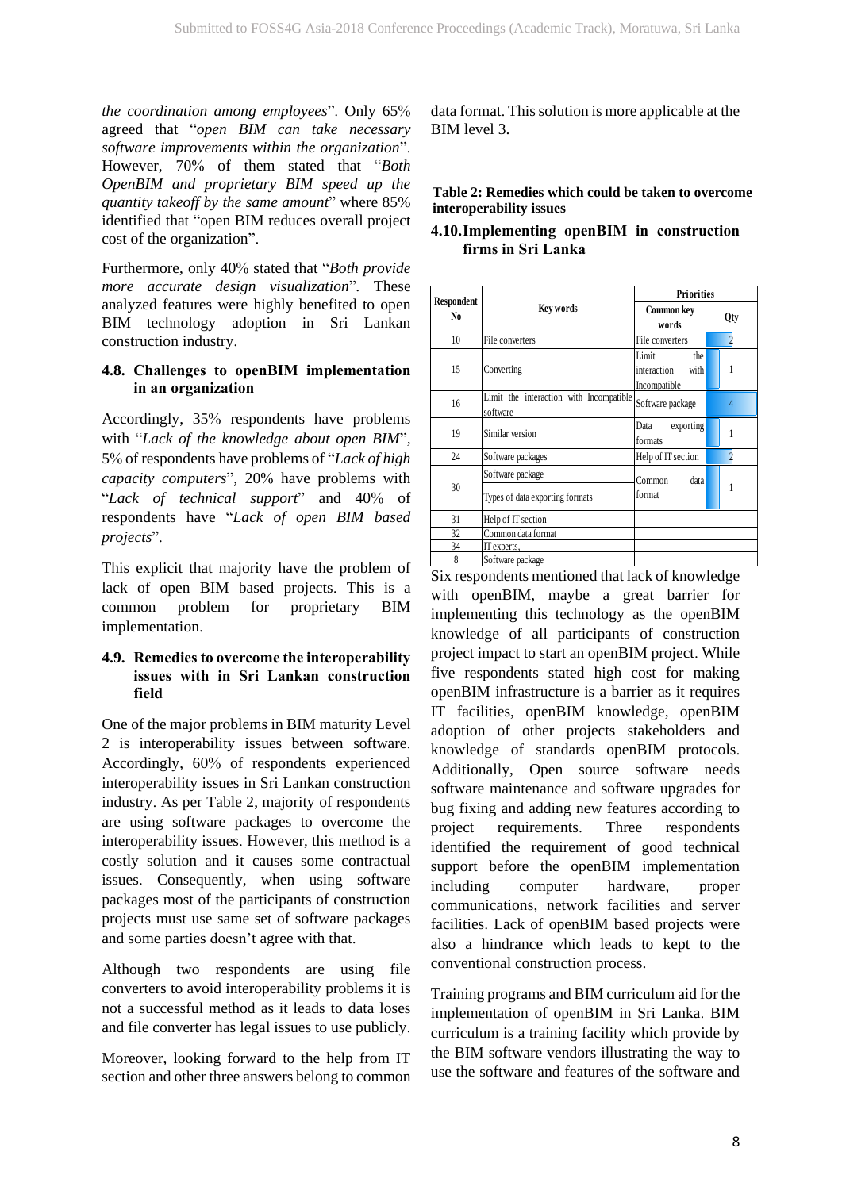*the coordination among employees*". Only 65% agreed that "*open BIM can take necessary software improvements within the organization*". However, 70% of them stated that "*Both OpenBIM and proprietary BIM speed up the quantity takeoff by the same amount*" where 85% identified that "open BIM reduces overall project cost of the organization".

Furthermore, only 40% stated that "*Both provide more accurate design visualization*". These analyzed features were highly benefited to open BIM technology adoption in Sri Lankan construction industry.

### 4.8. Challenges to openBIM implementation in an organization

Accordingly, 35% respondents have problems with "*Lack of the knowledge about open BIM*", 5% of respondents have problems of "*Lack of high capacity computers*", 20% have problems with "*Lack of technical support*" and 40% of respondents have "*Lack of open BIM based projects*".

This explicit that majority have the problem of lack of open BIM based projects. This is a common problem for proprietary BIM implementation.

### 4.9. Remedies to overcome the interoperability issues with in Sri Lankan construction field

One of the major problems in BIM maturity Level 2 is interoperability issues between software. Accordingly, 60% of respondents experienced interoperability issues in Sri Lankan construction industry. As per Table 2, majority of respondents are using software packages to overcome the interoperability issues. However, this method is a costly solution and it causes some contractual issues. Consequently, when using software packages most of the participants of construction projects must use same set of software packages and some parties doesn't agree with that.

Although two respondents are using file converters to avoid interoperability problems it is not a successful method as it leads to data loses and file converter has legal issues to use publicly.

Moreover, looking forward to the help from IT section and other three answers belong to common data format. This solution is more applicable at the BIM level 3.

**Table 2: Remedies which could be taken to overcome interoperability issues**

| Respondent No | Key words | Priorities | |
|---|---|---|---|
| | | Common key words | Qty |
| 10 | File converters | File converters | 2 |
| 15 | Converting | Limit the interaction with Incompatible | 1 |
| 16 | Limit the interaction with Incompatible software | Software package | 4 |
| 19 | Similar version | Data exporting formats | 1 |
| 24 | Software packages | Help of IT section | 2 |
| 30 | Software package<br>Types of data exporting formats | Common data format | 1 |
| 31 | Help of IT section | | |
| 32 | Common data format | | |
| 34 | IT experts, | | |
| 8 | Software package | | |

### 4.10. Implementing openBIM in construction firms in Sri Lanka

Six respondents mentioned that lack of knowledge with openBIM, maybe a great barrier for implementing this technology as the openBIM knowledge of all participants of construction project impact to start an openBIM project. While five respondents stated high cost for making openBIM infrastructure is a barrier as it requires IT facilities, openBIM knowledge, openBIM adoption of other projects stakeholders and knowledge of standards openBIM protocols. Additionally, Open source software needs software maintenance and software upgrades for bug fixing and adding new features according to project requirements. Three respondents identified the requirement of good technical support before the openBIM implementation including computer hardware, proper communications, network facilities and server facilities. Lack of openBIM based projects were also a hindrance which leads to kept to the conventional construction process.

Training programs and BIM curriculum aid for the implementation of openBIM in Sri Lanka. BIM curriculum is a training facility which provide by the BIM software vendors illustrating the way to use the software and features of the software and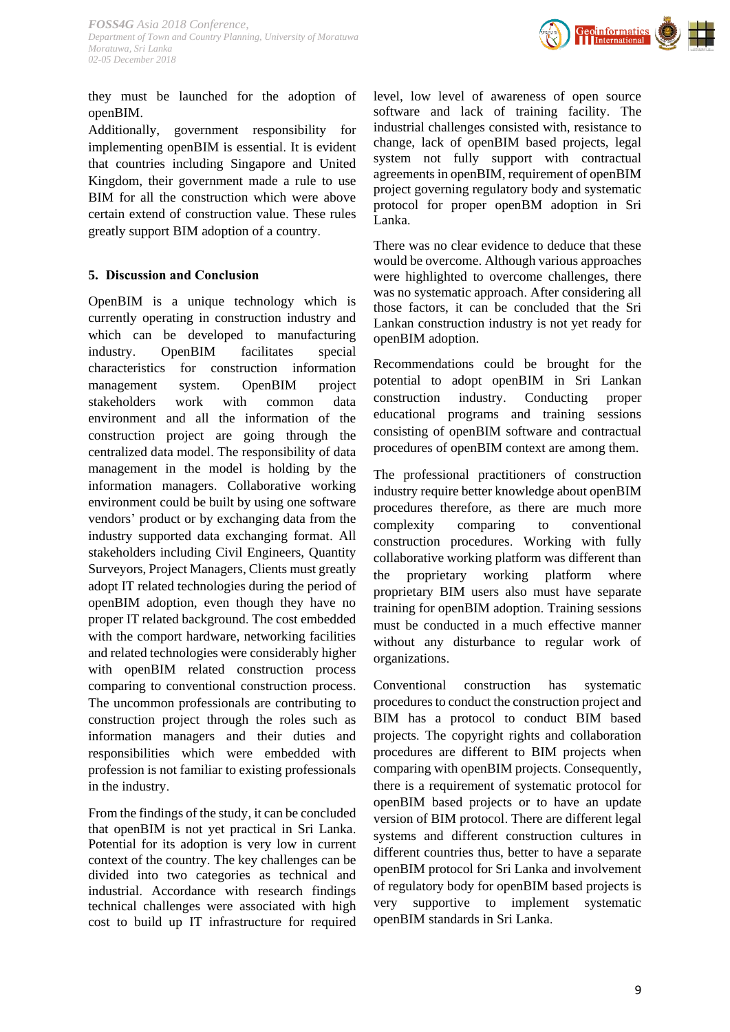they must be launched for the adoption of openBIM.

Additionally, government responsibility for implementing openBIM is essential. It is evident that countries including Singapore and United Kingdom, their government made a rule to use BIM for all the construction which were above certain extend of construction value. These rules greatly support BIM adoption of a country.

## 5. Discussion and Conclusion

OpenBIM is a unique technology which is currently operating in construction industry and which can be developed to manufacturing industry. OpenBIM facilitates special characteristics for construction information management system. OpenBIM project stakeholders work with common data environment and all the information of the construction project are going through the centralized data model. The responsibility of data management in the model is holding by the information managers. Collaborative working environment could be built by using one software vendors' product or by exchanging data from the industry supported data exchanging format. All stakeholders including Civil Engineers, Quantity Surveyors, Project Managers, Clients must greatly adopt IT related technologies during the period of openBIM adoption, even though they have no proper IT related background. The cost embedded with the comport hardware, networking facilities and related technologies were considerably higher with openBIM related construction process comparing to conventional construction process. The uncommon professionals are contributing to construction project through the roles such as information managers and their duties and responsibilities which were embedded with profession is not familiar to existing professionals in the industry.

From the findings of the study, it can be concluded that openBIM is not yet practical in Sri Lanka. Potential for its adoption is very low in current context of the country. The key challenges can be divided into two categories as technical and industrial. Accordance with research findings technical challenges were associated with high cost to build up IT infrastructure for required level, low level of awareness of open source software and lack of training facility. The industrial challenges consisted with, resistance to change, lack of openBIM based projects, legal system not fully support with contractual agreements in openBIM, requirement of openBIM project governing regulatory body and systematic protocol for proper openBM adoption in Sri Lanka.

There was no clear evidence to deduce that these would be overcome. Although various approaches were highlighted to overcome challenges, there was no systematic approach. After considering all those factors, it can be concluded that the Sri Lankan construction industry is not yet ready for openBIM adoption.

Recommendations could be brought for the potential to adopt openBIM in Sri Lankan construction industry. Conducting proper educational programs and training sessions consisting of openBIM software and contractual procedures of openBIM context are among them.

The professional practitioners of construction industry require better knowledge about openBIM procedures therefore, as there are much more complexity comparing to conventional construction procedures. Working with fully collaborative working platform was different than the proprietary working platform where proprietary BIM users also must have separate training for openBIM adoption. Training sessions must be conducted in a much effective manner without any disturbance to regular work of organizations.

Conventional construction has systematic procedures to conduct the construction project and BIM has a protocol to conduct BIM based projects. The copyright rights and collaboration procedures are different to BIM projects when comparing with openBIM projects. Consequently, there is a requirement of systematic protocol for openBIM based projects or to have an update version of BIM protocol. There are different legal systems and different construction cultures in different countries thus, better to have a separate openBIM protocol for Sri Lanka and involvement of regulatory body for openBIM based projects is very supportive to implement systematic openBIM standards in Sri Lanka.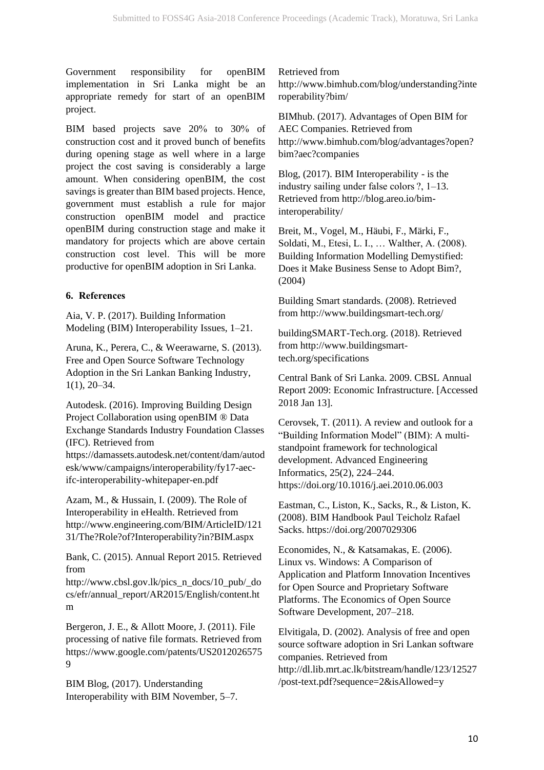Government responsibility for openBIM implementation in Sri Lanka might be an appropriate remedy for start of an openBIM project.

BIM based projects save 20% to 30% of construction cost and it proved bunch of benefits during opening stage as well where in a large project the cost saving is considerably a large amount. When considering openBIM, the cost savings is greater than BIM based projects. Hence, government must establish a rule for major construction openBIM model and practice openBIM during construction stage and make it mandatory for projects which are above certain construction cost level. This will be more productive for openBIM adoption in Sri Lanka.

## 6. References

Aia, V. P. (2017). Building Information Modeling (BIM) Interoperability Issues, 1–21.

Aruna, K., Perera, C., & Weerawarne, S. (2013). Free and Open Source Software Technology Adoption in the Sri Lankan Banking Industry, 1(1), 20–34.

Autodesk. (2016). Improving Building Design Project Collaboration using openBIM ® Data Exchange Standards Industry Foundation Classes (IFC). Retrieved from https://damassets.autodesk.net/content/dam/autodesk/www/campaigns/interoperability/fy17-aec-ifc-interoperability-whitepaper-en.pdf

Azam, M., & Hussain, I. (2009). The Role of Interoperability in eHealth. Retrieved from http://www.engineering.com/BIM/ArticleID/12131/The?Role?of?Interoperability?in?BIM.aspx

Bank, C. (2015). Annual Report 2015. Retrieved from http://www.cbsl.gov.lk/pics_n_docs/10_pub/_docs/efr/annual_report/AR2015/English/content.htm

Bergeron, J. E., & Allott Moore, J. (2011). File processing of native file formats. Retrieved from https://www.google.com/patents/US20120265759

BIM Blog, (2017). Understanding Interoperability with BIM November, 5–7. Retrieved from http://www.bimhub.com/blog/understanding?interoperability?bim/

BIMhub. (2017). Advantages of Open BIM for AEC Companies. Retrieved from http://www.bimhub.com/blog/advantages?open?bim?aec?companies

Blog, (2017). BIM Interoperability - is the industry sailing under false colors ?, 1–13. Retrieved from http://blog.areo.io/bim-interoperability/

Breit, M., Vogel, M., Häubi, F., Märki, F., Soldati, M., Etesi, L. I., … Walther, A. (2008). Building Information Modelling Demystified: Does it Make Business Sense to Adopt Bim?, (2004)

Building Smart standards. (2008). Retrieved from http://www.buildingsmart-tech.org/

buildingSMART-Tech.org. (2018). Retrieved from http://www.buildingsmart-tech.org/specifications

Central Bank of Sri Lanka. 2009. CBSL Annual Report 2009: Economic Infrastructure. [Accessed 2018 Jan 13].

Cerovsek, T. (2011). A review and outlook for a "Building Information Model" (BIM): A multi-standpoint framework for technological development. Advanced Engineering Informatics, 25(2), 224–244. https://doi.org/10.1016/j.aei.2010.06.003

Eastman, C., Liston, K., Sacks, R., & Liston, K. (2008). BIM Handbook Paul Teicholz Rafael Sacks. https://doi.org/2007029306

Economides, N., & Katsamakas, E. (2006). Linux vs. Windows: A Comparison of Application and Platform Innovation Incentives for Open Source and Proprietary Software Platforms. The Economics of Open Source Software Development, 207–218.

Elvitigala, D. (2002). Analysis of free and open source software adoption in Sri Lankan software companies. Retrieved from http://dl.lib.mrt.ac.lk/bitstream/handle/123/12527/post-text.pdf?sequence=2&isAllowed=y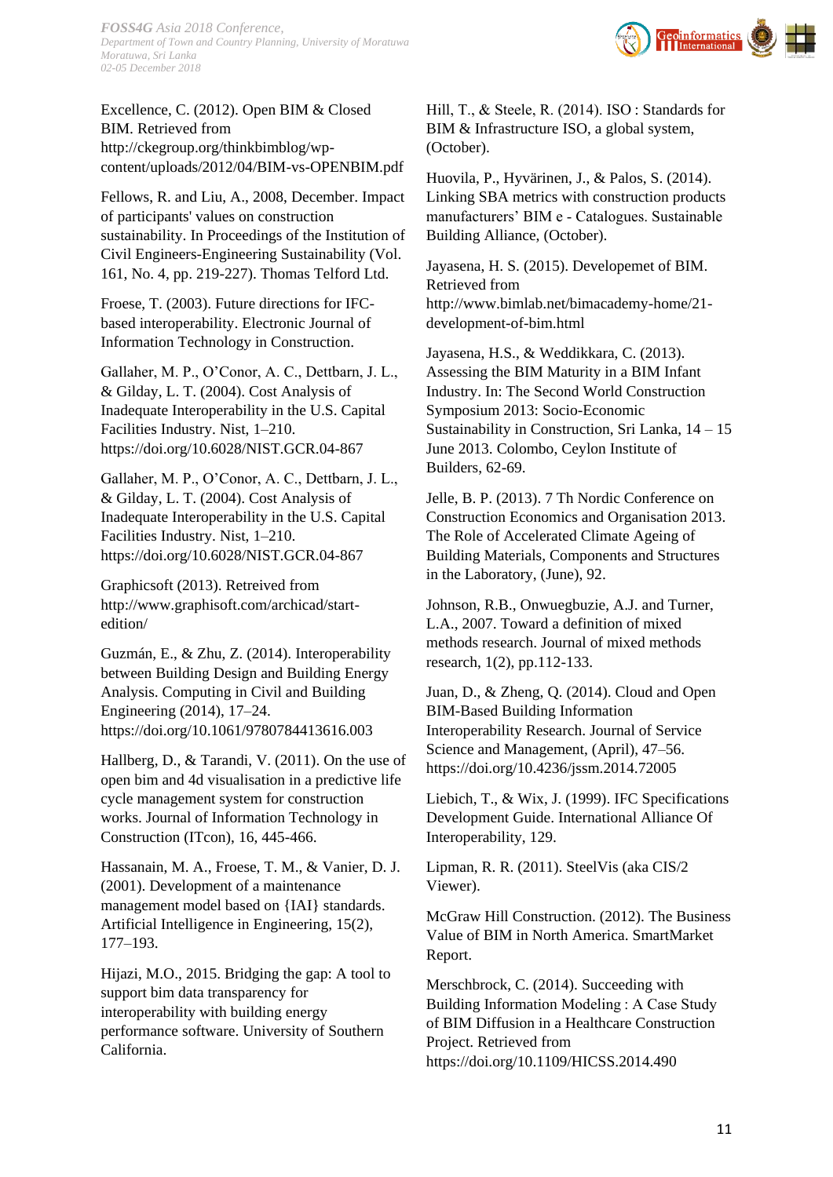Excellence, C. (2012). Open BIM & Closed BIM. Retrieved from http://ckegroup.org/thinkbimblog/wp-content/uploads/2012/04/BIM-vs-OPENBIM.pdf

Fellows, R. and Liu, A., 2008, December. Impact of participants' values on construction sustainability. In Proceedings of the Institution of Civil Engineers-Engineering Sustainability (Vol. 161, No. 4, pp. 219-227). Thomas Telford Ltd.

Froese, T. (2003). Future directions for IFC-based interoperability. Electronic Journal of Information Technology in Construction.

Gallaher, M. P., O'Conor, A. C., Dettbarn, J. L., & Gilday, L. T. (2004). Cost Analysis of Inadequate Interoperability in the U.S. Capital Facilities Industry. Nist, 1–210. https://doi.org/10.6028/NIST.GCR.04-867

Gallaher, M. P., O'Conor, A. C., Dettbarn, J. L., & Gilday, L. T. (2004). Cost Analysis of Inadequate Interoperability in the U.S. Capital Facilities Industry. Nist, 1–210. https://doi.org/10.6028/NIST.GCR.04-867

Graphicsoft (2013). Retreived from http://www.graphisoft.com/archicad/start-edition/

Guzmán, E., & Zhu, Z. (2014). Interoperability between Building Design and Building Energy Analysis. Computing in Civil and Building Engineering (2014), 17–24. https://doi.org/10.1061/9780784413616.003

Hallberg, D., & Tarandi, V. (2011). On the use of open bim and 4d visualisation in a predictive life cycle management system for construction works. Journal of Information Technology in Construction (ITcon), 16, 445-466.

Hassanain, M. A., Froese, T. M., & Vanier, D. J. (2001). Development of a maintenance management model based on {IAI} standards. Artificial Intelligence in Engineering, 15(2), 177–193.

Hijazi, M.O., 2015. Bridging the gap: A tool to support bim data transparency for interoperability with building energy performance software. University of Southern California.

Hill, T., & Steele, R. (2014). ISO : Standards for BIM & Infrastructure ISO, a global system, (October).

Huovila, P., Hyvärinen, J., & Palos, S. (2014). Linking SBA metrics with construction products manufacturers' BIM e - Catalogues. Sustainable Building Alliance, (October).

Jayasena, H. S. (2015). Developemet of BIM. Retrieved from http://www.bimlab.net/bimacademy-home/21-development-of-bim.html

Jayasena, H.S., & Weddikkara, C. (2013). Assessing the BIM Maturity in a BIM Infant Industry. In: The Second World Construction Symposium 2013: Socio-Economic Sustainability in Construction, Sri Lanka, 14 – 15 June 2013. Colombo, Ceylon Institute of Builders, 62-69.

Jelle, B. P. (2013). 7 Th Nordic Conference on Construction Economics and Organisation 2013. The Role of Accelerated Climate Ageing of Building Materials, Components and Structures in the Laboratory, (June), 92.

Johnson, R.B., Onwuegbuzie, A.J. and Turner, L.A., 2007. Toward a definition of mixed methods research. Journal of mixed methods research, 1(2), pp.112-133.

Juan, D., & Zheng, Q. (2014). Cloud and Open BIM-Based Building Information Interoperability Research. Journal of Service Science and Management, (April), 47–56. https://doi.org/10.4236/jssm.2014.72005

Liebich, T., & Wix, J. (1999). IFC Specifications Development Guide. International Alliance Of Interoperability, 129.

Lipman, R. R. (2011). SteelVis (aka CIS/2 Viewer).

McGraw Hill Construction. (2012). The Business Value of BIM in North America. SmartMarket Report.

Merschbrock, C. (2014). Succeeding with Building Information Modeling : A Case Study of BIM Diffusion in a Healthcare Construction Project. Retrieved from https://doi.org/10.1109/HICSS.2014.490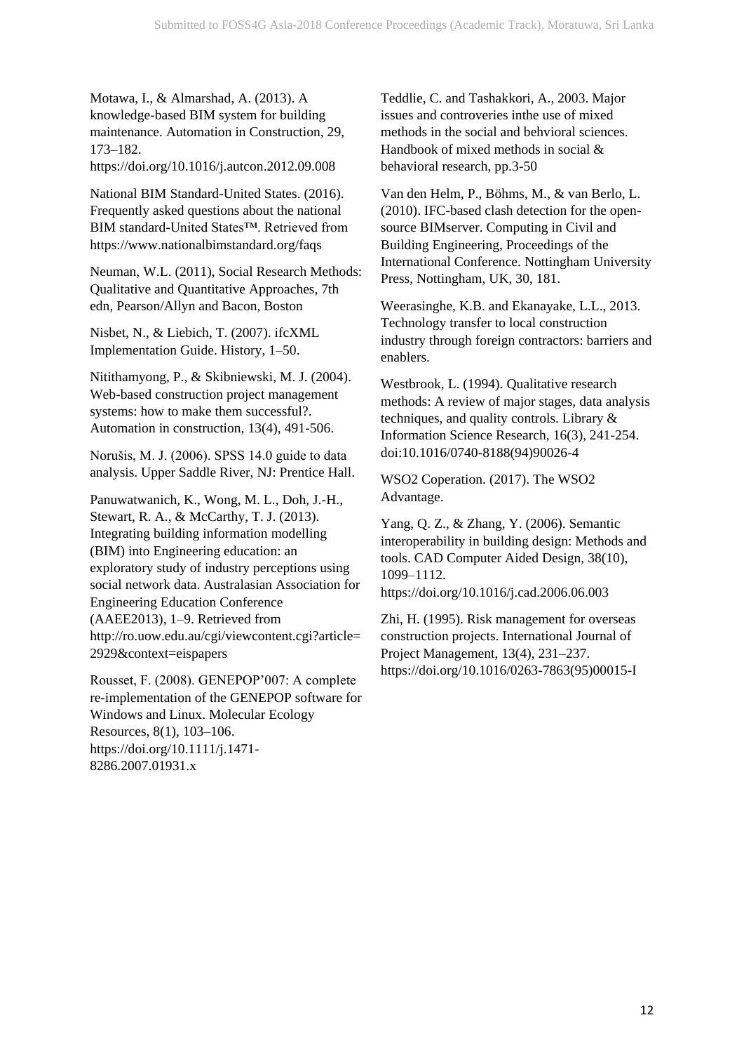Motawa, I., & Almarshad, A. (2013). A knowledge-based BIM system for building maintenance. Automation in Construction, 29, 173–182. https://doi.org/10.1016/j.autcon.2012.09.008

National BIM Standard-United States. (2016). Frequently asked questions about the national BIM standard-United States™. Retrieved from https://www.nationalbimstandard.org/faqs

Neuman, W.L. (2011), Social Research Methods: Qualitative and Quantitative Approaches, 7th edn, Pearson/Allyn and Bacon, Boston

Nisbet, N., & Liebich, T. (2007). ifcXML Implementation Guide. History, 1–50.

Nitithamyong, P., & Skibniewski, M. J. (2004). Web-based construction project management systems: how to make them successful?. Automation in construction, 13(4), 491-506.

Norušis, M. J. (2006). SPSS 14.0 guide to data analysis. Upper Saddle River, NJ: Prentice Hall.

Panuwatwanich, K., Wong, M. L., Doh, J.-H., Stewart, R. A., & McCarthy, T. J. (2013). Integrating building information modelling (BIM) into Engineering education: an exploratory study of industry perceptions using social network data. Australasian Association for Engineering Education Conference (AAEE2013), 1–9. Retrieved from http://ro.uow.edu.au/cgi/viewcontent.cgi?article=2929&context=eispapers

Rousset, F. (2008). GENEPOP'007: A complete re-implementation of the GENEPOP software for Windows and Linux. Molecular Ecology Resources, 8(1), 103–106. https://doi.org/10.1111/j.1471-8286.2007.01931.x

Teddlie, C. and Tashakkori, A., 2003. Major issues and controveries inthe use of mixed methods in the social and behvioral sciences. Handbook of mixed methods in social & behavioral research, pp.3-50

Van den Helm, P., Böhms, M., & van Berlo, L. (2010). IFC-based clash detection for the open-source BIMserver. Computing in Civil and Building Engineering, Proceedings of the International Conference. Nottingham University Press, Nottingham, UK, 30, 181.

Weerasinghe, K.B. and Ekanayake, L.L., 2013. Technology transfer to local construction industry through foreign contractors: barriers and enablers.

Westbrook, L. (1994). Qualitative research methods: A review of major stages, data analysis techniques, and quality controls. Library & Information Science Research, 16(3), 241-254. doi:10.1016/0740-8188(94)90026-4

WSO2 Coperation. (2017). The WSO2 Advantage.

Yang, Q. Z., & Zhang, Y. (2006). Semantic interoperability in building design: Methods and tools. CAD Computer Aided Design, 38(10), 1099–1112. https://doi.org/10.1016/j.cad.2006.06.003

Zhi, H. (1995). Risk management for overseas construction projects. International Journal of Project Management, 13(4), 231–237. https://doi.org/10.1016/0263-7863(95)00015-I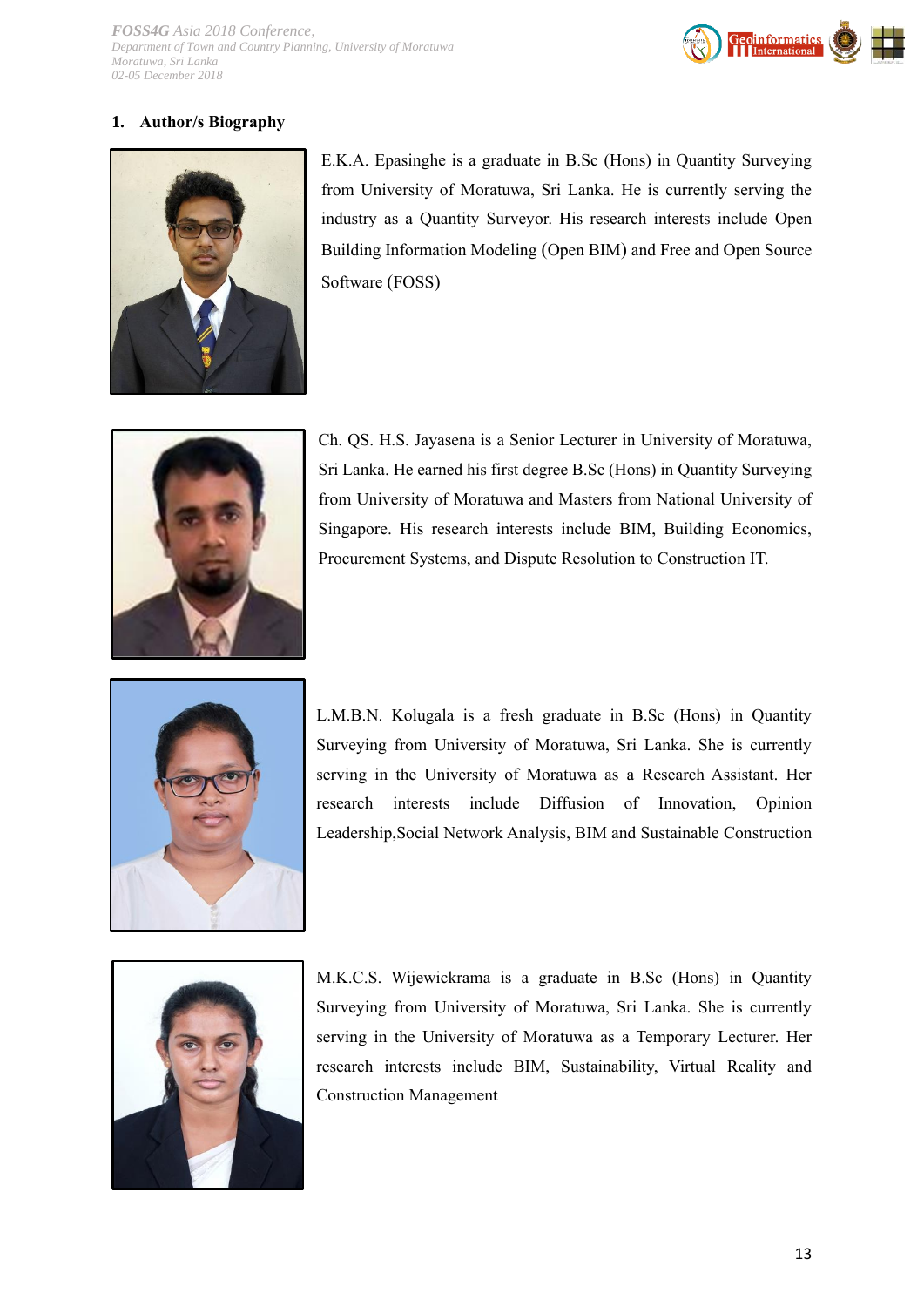## 1. Author/s Biography

E.K.A. Epasinghe is a graduate in B.Sc (Hons) in Quantity Surveying from University of Moratuwa, Sri Lanka. He is currently serving the industry as a Quantity Surveyor. His research interests include Open Building Information Modeling (Open BIM) and Free and Open Source Software (FOSS)

Ch. QS. H.S. Jayasena is a Senior Lecturer in University of Moratuwa, Sri Lanka. He earned his first degree B.Sc (Hons) in Quantity Surveying from University of Moratuwa and Masters from National University of Singapore. His research interests include BIM, Building Economics, Procurement Systems, and Dispute Resolution to Construction IT.

L.M.B.N. Kolugala is a fresh graduate in B.Sc (Hons) in Quantity Surveying from University of Moratuwa, Sri Lanka. She is currently serving in the University of Moratuwa as a Research Assistant. Her research interests include Diffusion of Innovation, Opinion Leadership,Social Network Analysis, BIM and Sustainable Construction

M.K.C.S. Wijewickrama is a graduate in B.Sc (Hons) in Quantity Surveying from University of Moratuwa, Sri Lanka. She is currently serving in the University of Moratuwa as a Temporary Lecturer. Her research interests include BIM, Sustainability, Virtual Reality and Construction Management